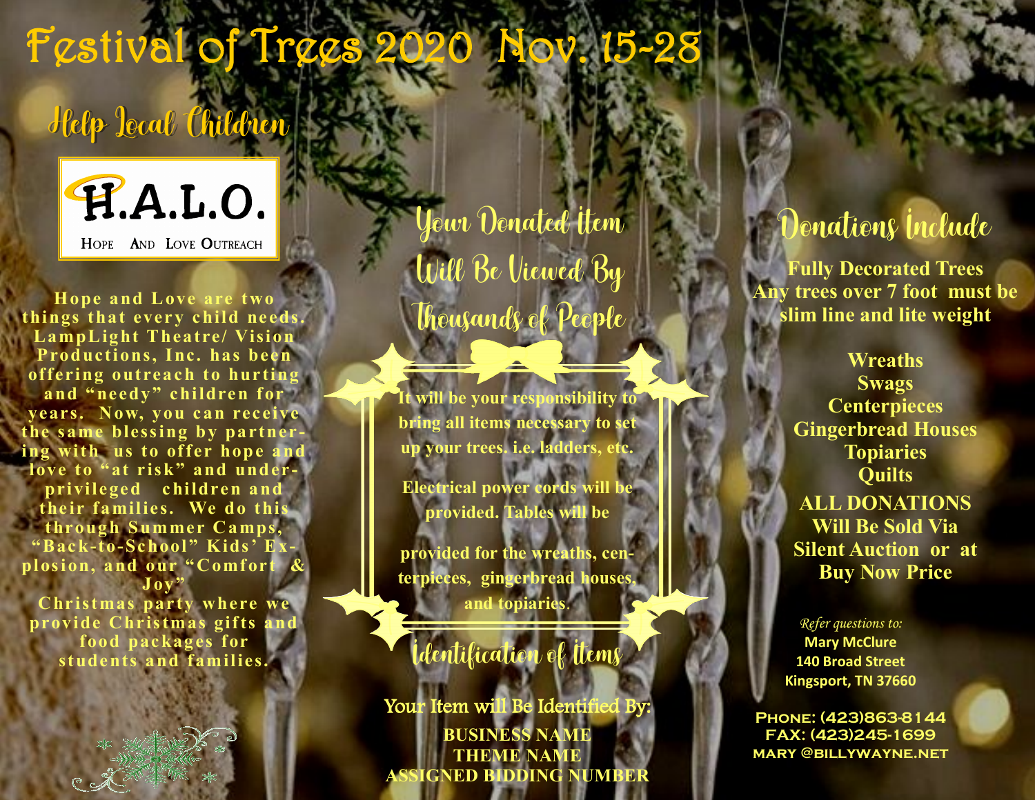# Festival of Trees 2020 Nov. 15-28

## Help Local Children

**H.A.L.O.**

Hope And Love Outreach

Hope and Love are two things that every child needs. LampLight Theatre/ Vision Productions, Inc. has been offering outreach to hurting and "needy" children for years. Now, you can receive the same blessing by partnering with us to offer hope and love to "at risk" and underprivileged children and their families. We do this through Summer Camps, "Back-to-School" Kids' Explosion, and our "Comfort & Joy" Christmas party where we provide Christmas gifts and food packages for students and families.

## Your Donated Item Will Be Viewed By Thousands of People

**It will be your responsibility to bring all items necessary to set up your trees. i.e. ladders, etc.**

**Electrical power cords will be provided. Tables will be provided for the wreaths, centerpieces, gingerbread houses, and topiaries.**

## Identification of Items

Your Item will Be Identified By:

**BUSINESS NAME**
**THEME NAME**
**ASSIGNED BIDDING NUMBER**

## Donations Include

**Fully Decorated Trees**
**Any trees over 7 foot must be slim line and lite weight**

**Wreaths**
**Swags**
**Centerpieces**
**Gingerbread Houses**
**Topiaries**
**Quilts**

**ALL DONATIONS Will Be Sold Via Silent Auction or at Buy Now Price**

*Refer questions to:*
**Mary McClure**
**140 Broad Street**
**Kingsport, TN 37660**

**PHONE: (423)863-8144**
**FAX: (423)245-1699**
**MARY @BILLYWAYNE.NET**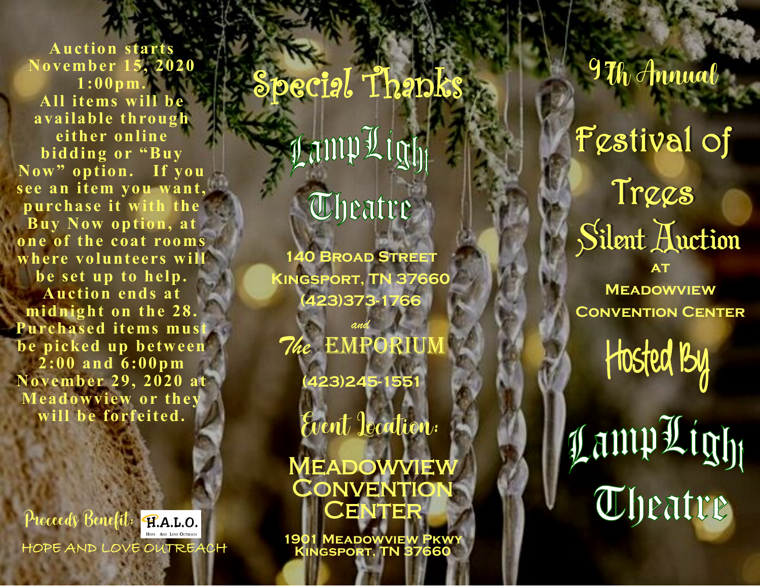Auction starts November 15, 2020 1:00pm. All items will be available through either online bidding or "Buy Now" option. If you see an item you want, purchase it with the Buy Now option, at one of the coat rooms where volunteers will be set up to help. Auction ends at midnight on the 28. Purchased items must be picked up between 2:00 and 6:00pm November 29, 2020 at Meadowview or they will be forfeited.

Proceeds Benefit: H.A.L.O. Hope And Love Outreach

HOPE AND LOVE OUTREACH

# Special Thanks

## LampLight Theatre

140 Broad Street
Kingsport, TN 37660
(423)373-1766

*and*

## The EMPORIUM

(423)245-1551

## Event Location:

## Meadowview Convention Center

1901 Meadowview Pkwy
Kingsport, TN 37660

# 9th Annual

# Festival of Trees Silent Auction

at

Meadowview Convention Center

## Hosted By

## LampLight Theatre